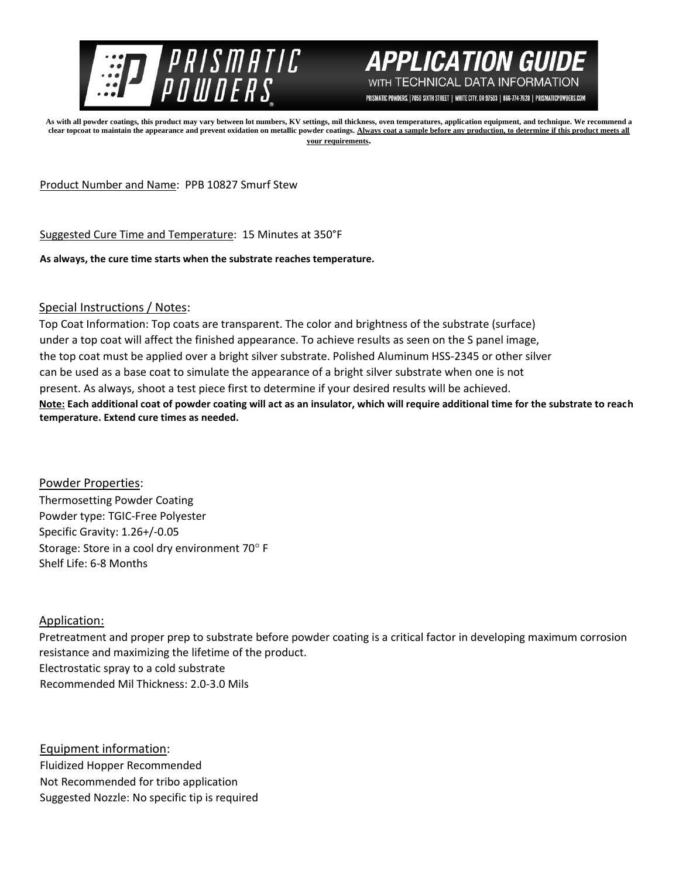# PRISMATIC POWDERS

## APPLICATION GUIDE WITH TECHNICAL DATA INFORMATION

PRISMATIC POWDERS. | 7050 SIXTH STREET | WHITE CITY, OR 97503 | 866-774-7628 | PRISMATICPOWDERS.COM

**As with all powder coatings, this product may vary between lot numbers, KV settings, mil thickness, oven temperatures, application equipment, and technique. We recommend a clear topcoat to maintain the appearance and prevent oxidation on metallic powder coatings. Always coat a sample before any production, to determine if this product meets all your requirements.**

Product Number and Name: PPB 10827 Smurf Stew

Suggested Cure Time and Temperature: 15 Minutes at 350°F

**As always, the cure time starts when the substrate reaches temperature.**

## Special Instructions / Notes:

Top Coat Information: Top coats are transparent. The color and brightness of the substrate (surface) under a top coat will affect the finished appearance. To achieve results as seen on the S panel image, the top coat must be applied over a bright silver substrate. Polished Aluminum HSS-2345 or other silver can be used as a base coat to simulate the appearance of a bright silver substrate when one is not present. As always, shoot a test piece first to determine if your desired results will be achieved.

**Note: Each additional coat of powder coating will act as an insulator, which will require additional time for the substrate to reach temperature. Extend cure times as needed.**

## Powder Properties:

Thermosetting Powder Coating
Powder type: TGIC-Free Polyester
Specific Gravity: 1.26+/-0.05
Storage: Store in a cool dry environment 70° F
Shelf Life: 6-8 Months

## Application:

Pretreatment and proper prep to substrate before powder coating is a critical factor in developing maximum corrosion resistance and maximizing the lifetime of the product.
Electrostatic spray to a cold substrate
Recommended Mil Thickness: 2.0-3.0 Mils

## Equipment information:

Fluidized Hopper Recommended
Not Recommended for tribo application
Suggested Nozzle: No specific tip is required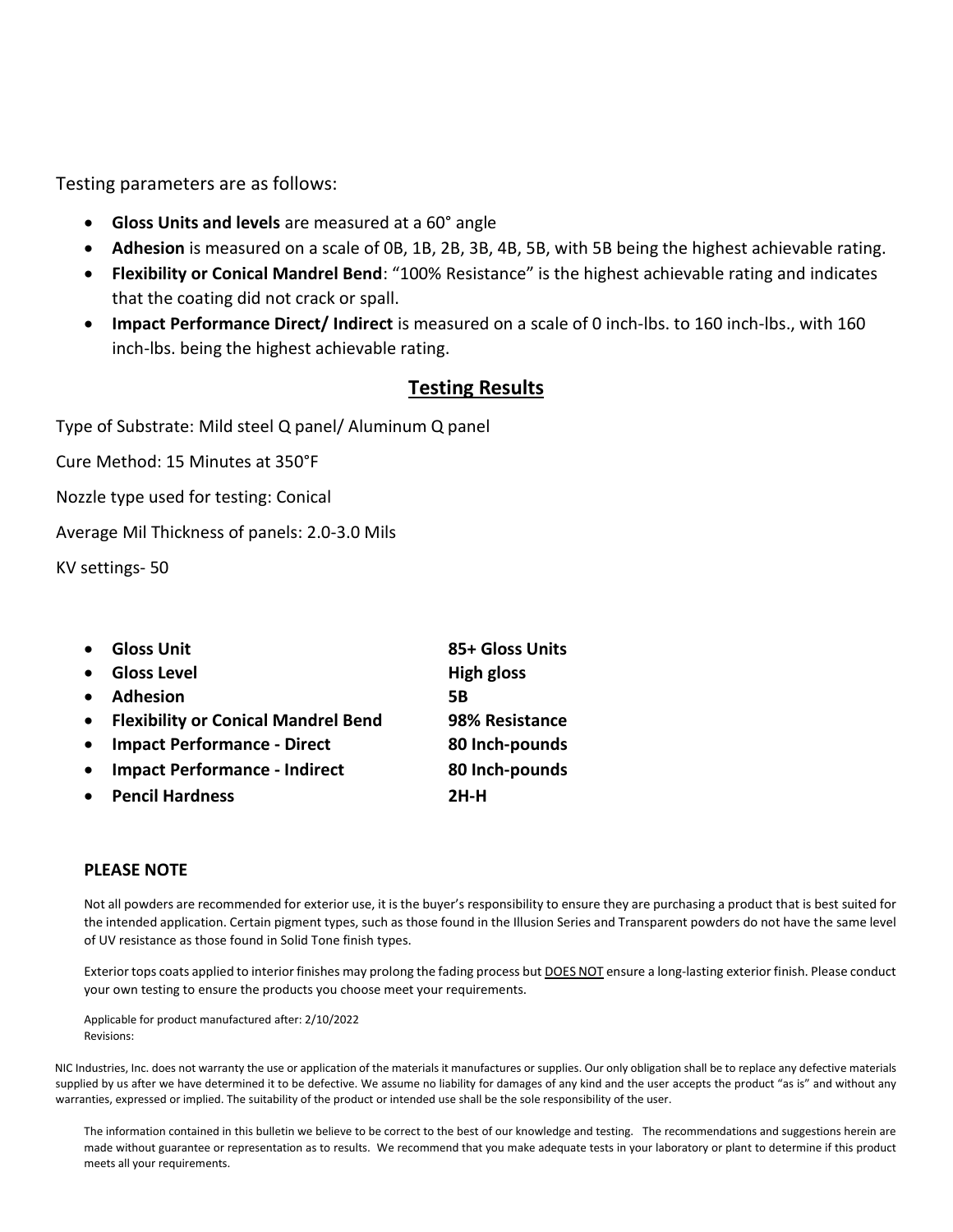Testing parameters are as follows:

- **Gloss Units and levels** are measured at a 60° angle
- **Adhesion** is measured on a scale of 0B, 1B, 2B, 3B, 4B, 5B, with 5B being the highest achievable rating.
- **Flexibility or Conical Mandrel Bend**: "100% Resistance" is the highest achievable rating and indicates that the coating did not crack or spall.
- **Impact Performance Direct/ Indirect** is measured on a scale of 0 inch-lbs. to 160 inch-lbs., with 160 inch-lbs. being the highest achievable rating.

## Testing Results

Type of Substrate: Mild steel Q panel/ Aluminum Q panel

Cure Method: 15 Minutes at 350°F

Nozzle type used for testing: Conical

Average Mil Thickness of panels: 2.0-3.0 Mils

KV settings- 50

| | |
|---|---|
| **Gloss Unit** | **85+ Gloss Units** |
| **Gloss Level** | **High gloss** |
| **Adhesion** | **5B** |
| **Flexibility or Conical Mandrel Bend** | **98% Resistance** |
| **Impact Performance - Direct** | **80 Inch-pounds** |
| **Impact Performance - Indirect** | **80 Inch-pounds** |
| **Pencil Hardness** | **2H-H** |

### PLEASE NOTE

Not all powders are recommended for exterior use, it is the buyer's responsibility to ensure they are purchasing a product that is best suited for the intended application. Certain pigment types, such as those found in the Illusion Series and Transparent powders do not have the same level of UV resistance as those found in Solid Tone finish types.

Exterior tops coats applied to interior finishes may prolong the fading process but DOES NOT ensure a long-lasting exterior finish. Please conduct your own testing to ensure the products you choose meet your requirements.

Applicable for product manufactured after: 2/10/2022
Revisions:

NIC Industries, Inc. does not warranty the use or application of the materials it manufactures or supplies. Our only obligation shall be to replace any defective materials supplied by us after we have determined it to be defective. We assume no liability for damages of any kind and the user accepts the product "as is" and without any warranties, expressed or implied. The suitability of the product or intended use shall be the sole responsibility of the user.

The information contained in this bulletin we believe to be correct to the best of our knowledge and testing. The recommendations and suggestions herein are made without guarantee or representation as to results. We recommend that you make adequate tests in your laboratory or plant to determine if this product meets all your requirements.